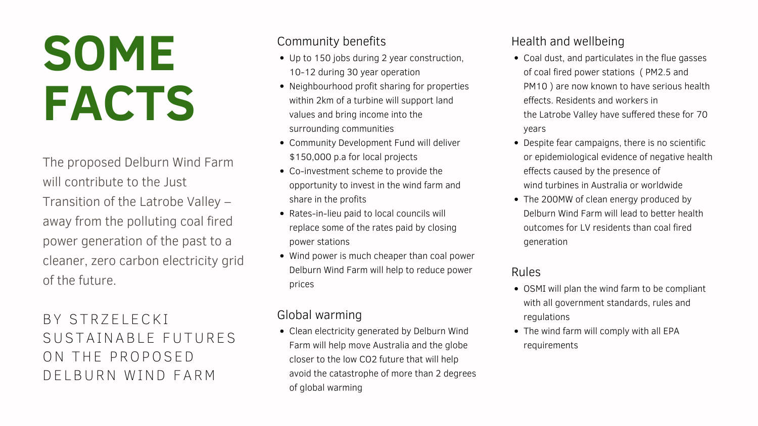# SOME FACTS

The proposed Delburn Wind Farm will contribute to the Just Transition of the Latrobe Valley – away from the polluting coal fired power generation of the past to a cleaner, zero carbon electricity grid of the future.

BY STRZELECKI SUSTAINABLE FUTURES ON THE PROPOSED DELBURN WIND FARM

## Community benefits

- Up to 150 jobs during 2 year construction, 10-12 during 30 year operation
- Neighbourhood profit sharing for properties within 2km of a turbine will support land values and bring income into the surrounding communities
- Community Development Fund will deliver $150,000 p.a for local projects
- Co-investment scheme to provide the opportunity to invest in the wind farm and share in the profits
- Rates-in-lieu paid to local councils will replace some of the rates paid by closing power stations
- Wind power is much cheaper than coal power Delburn Wind Farm will help to reduce power prices

## Global warming

- Clean electricity generated by Delburn Wind Farm will help move Australia and the globe closer to the low $CO_2$ future that will help avoid the catastrophe of more than 2 degrees of global warming

## Health and wellbeing

- Coal dust, and particulates in the flue gasses of coal fired power stations ( $PM_{2.5}$ and $PM_{10}$ ) are now known to have serious health effects. Residents and workers in the Latrobe Valley have suffered these for 70 years
- Despite fear campaigns, there is no scientific or epidemiological evidence of negative health effects caused by the presence of wind turbines in Australia or worldwide
- The 200MW of clean energy produced by Delburn Wind Farm will lead to better health outcomes for LV residents than coal fired generation

## Rules

- OSMI will plan the wind farm to be compliant with all government standards, rules and regulations
- The wind farm will comply with all EPA requirements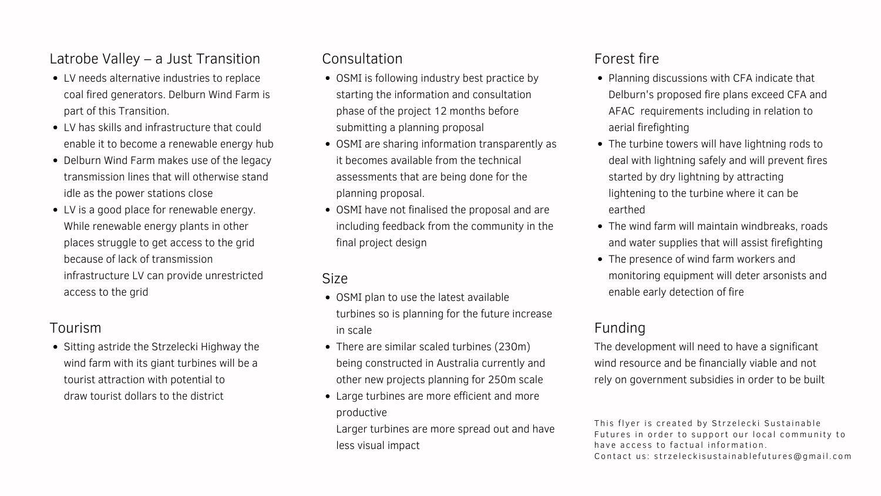## Latrobe Valley – a Just Transition

- LV needs alternative industries to replace coal fired generators. Delburn Wind Farm is part of this Transition.
- LV has skills and infrastructure that could enable it to become a renewable energy hub
- Delburn Wind Farm makes use of the legacy transmission lines that will otherwise stand idle as the power stations close
- LV is a good place for renewable energy. While renewable energy plants in other places struggle to get access to the grid because of lack of transmission infrastructure LV can provide unrestricted access to the grid

## Tourism

- Sitting astride the Strzelecki Highway the wind farm with its giant turbines will be a tourist attraction with potential to draw tourist dollars to the district

## Consultation

- OSMI is following industry best practice by starting the information and consultation phase of the project 12 months before submitting a planning proposal
- OSMI are sharing information transparently as it becomes available from the technical assessments that are being done for the planning proposal.
- OSMI have not finalised the proposal and are including feedback from the community in the final project design

## Size

- OSMI plan to use the latest available turbines so is planning for the future increase in scale
- There are similar scaled turbines (230m) being constructed in Australia currently and other new projects planning for 250m scale
- Large turbines are more efficient and more productive
  Larger turbines are more spread out and have less visual impact

## Forest fire

- Planning discussions with CFA indicate that Delburn's proposed fire plans exceed CFA and AFAC requirements including in relation to aerial firefighting
- The turbine towers will have lightning rods to deal with lightning safely and will prevent fires started by dry lightning by attracting lightening to the turbine where it can be earthed
- The wind farm will maintain windbreaks, roads and water supplies that will assist firefighting
- The presence of wind farm workers and monitoring equipment will deter arsonists and enable early detection of fire

## Funding

The development will need to have a significant wind resource and be financially viable and not rely on government subsidies in order to be built

This flyer is created by Strzelecki Sustainable Futures in order to support our local community to have access to factual information.
Contact us: strzeleckisustainablefutures@gmail.com